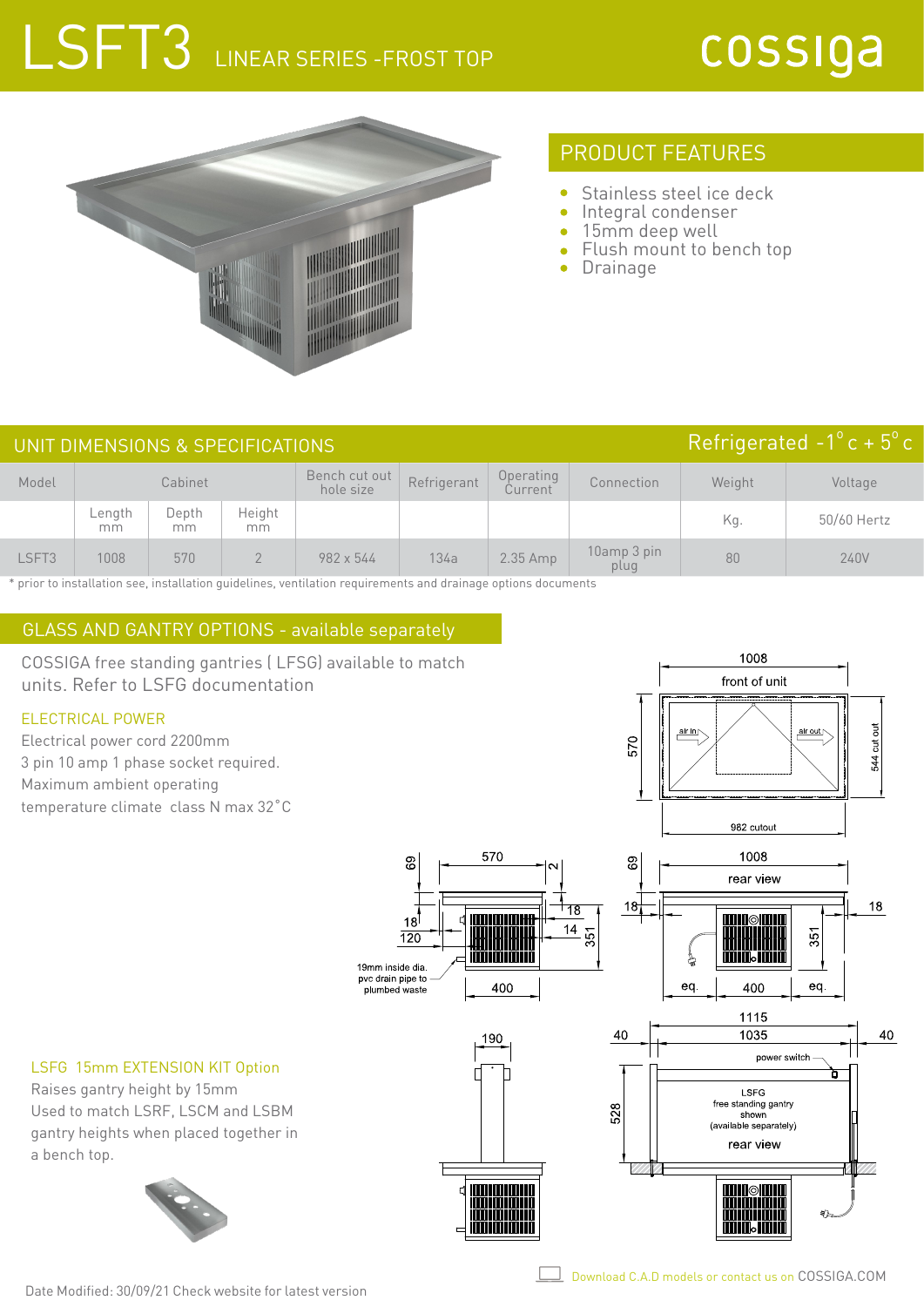# LSFT3 LINEAR SERIES -FROST TOP

cossiga

## PRODUCT FEATURES

- Stainless steel ice deck
- Integral condenser
- 15mm deep well
- Flush mount to bench top
- Drainage

## UNIT DIMENSIONS & SPECIFICATIONS

Refrigerated -1° c + 5° c

| Model | Cabinet | | | Bench cut out hole size | Refrigerant | Operating Current | Connection | Weight | Voltage |
|---|---|---|---|---|---|---|---|---|---|
| | Length mm | Depth mm | Height mm | | | | | Kg. | 50/60 Hertz |
| LSFT3 | 1008 | 570 | 2 | 982 x 544 | 134a | 2.35 Amp | 10amp 3 pin plug | 80 | 240V |

* prior to installation see, installation guidelines, ventilation requirements and drainage options documents

## GLASS AND GANTRY OPTIONS - available separately

COSSIGA free standing gantries ( LFSG) available to match units. Refer to LSFG documentation

### ELECTRICAL POWER

Electrical power cord 2200mm
3 pin 10 amp 1 phase socket required.
Maximum ambient operating
temperature climate class N max 32°C

### LSFG 15mm EXTENSION KIT Option

Raises gantry height by 15mm
Used to match LSRF, LSCM and LSBM gantry heights when placed together in a bench top.

Download C.A.D models or contact us on COSSIGA.COM

Date Modified: 30/09/21 Check website for latest version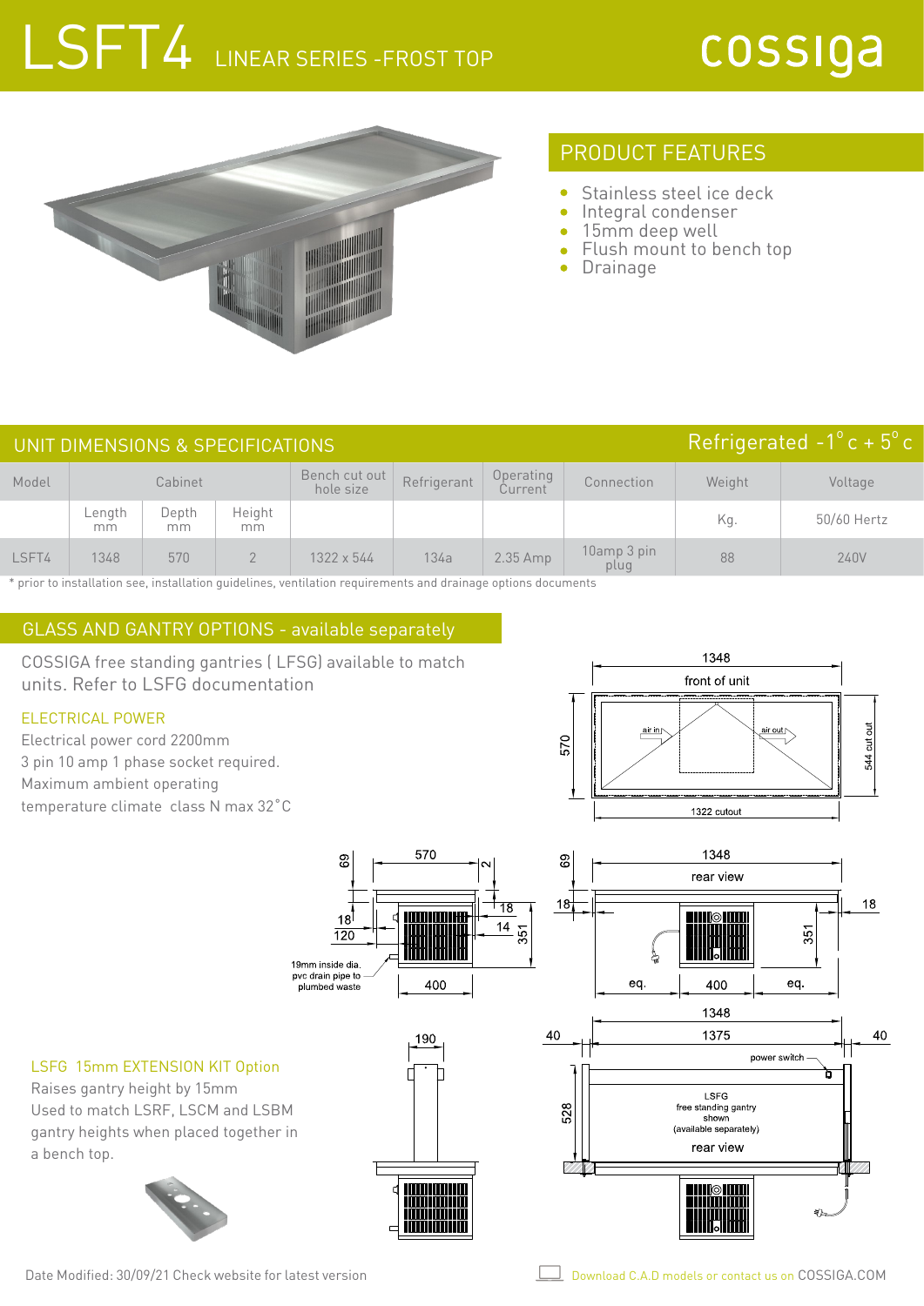# LSFT4 LINEAR SERIES - FROST TOP

cossiga

## PRODUCT FEATURES

- Stainless steel ice deck
- Integral condenser
- 15mm deep well
- Flush mount to bench top
- Drainage

## UNIT DIMENSIONS & SPECIFICATIONS

Refrigerated -1° c + 5° c

| Model | Cabinet | | | Bench cut out hole size | Refrigerant | Operating Current | Connection | Weight | Voltage |
|---|---|---|---|---|---|---|---|---|---|
| | Length mm | Depth mm | Height mm | | | | | Kg. | 50/60 Hertz |
| LSFT4 | 1348 | 570 | 2 | 1322 x 544 | 134a | 2.35 Amp | 10amp 3 pin plug | 88 | 240V |

* prior to installation see, installation guidelines, ventilation requirements and drainage options documents

## GLASS AND GANTRY OPTIONS - available separately

COSSIGA free standing gantries ( LFSG) available to match units. Refer to LSFG documentation

### ELECTRICAL POWER

Electrical power cord 2200mm
3 pin 10 amp 1 phase socket required.
Maximum ambient operating temperature climate class N max 32°C

### LSFG 15mm EXTENSION KIT Option

Raises gantry height by 15mm
Used to match LSRF, LSCM and LSBM gantry heights when placed together in a bench top.

Date Modified: 30/09/21 Check website for latest version

Download C.A.D models or contact us on COSSIGA.COM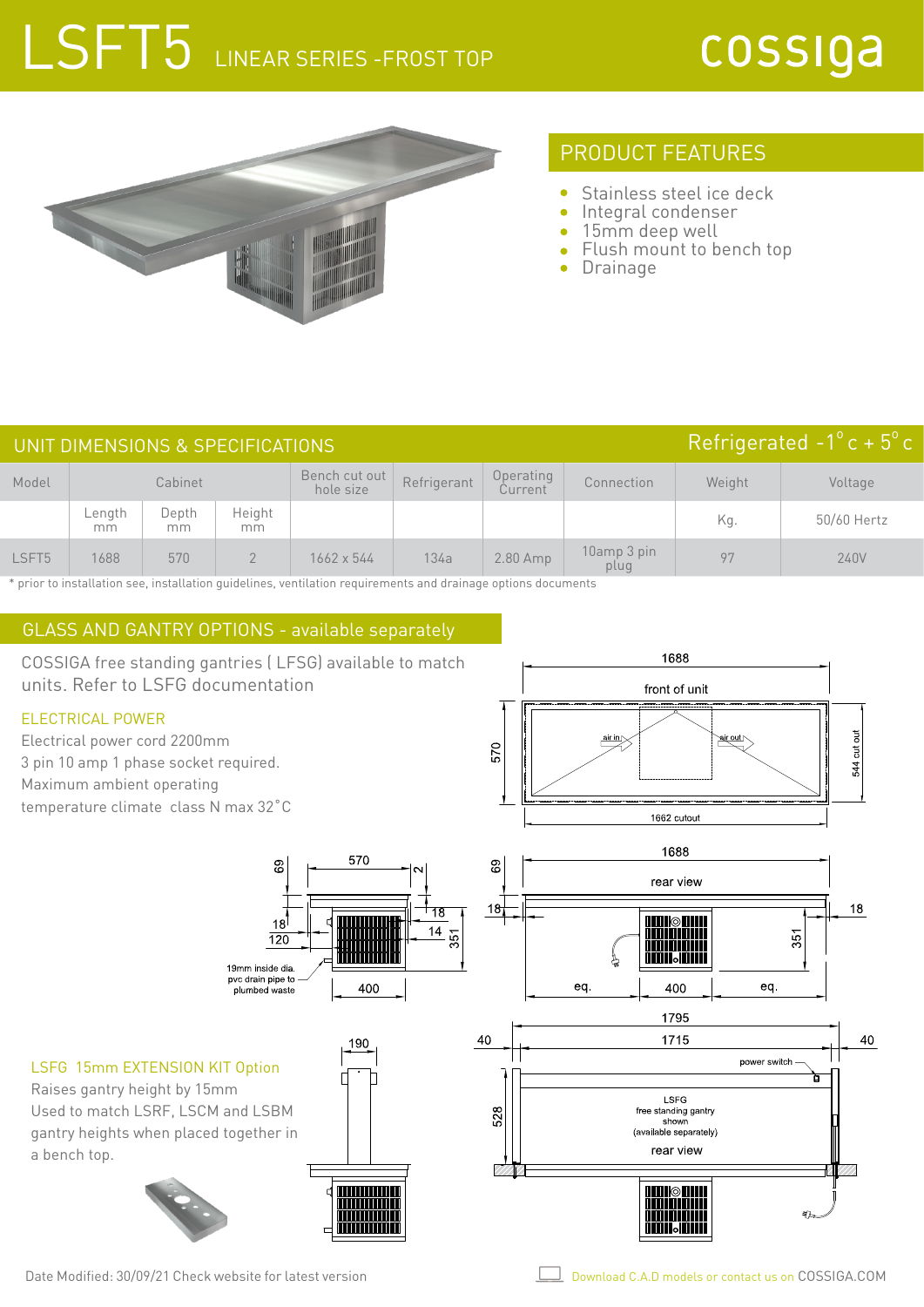# LSFT5 LINEAR SERIES -FROST TOP

cossiga

## PRODUCT FEATURES

- Stainless steel ice deck
- Integral condenser
- 15mm deep well
- Flush mount to bench top
- Drainage

## UNIT DIMENSIONS & SPECIFICATIONS

Refrigerated -1° c + 5° c

| Model | Cabinet | | | Bench cut out hole size | Refrigerant | Operating Current | Connection | Weight | Voltage |
|---|---|---|---|---|---|---|---|---|---|
| | Length mm | Depth mm | Height mm | | | | | Kg. | 50/60 Hertz |
| LSFT5 | 1688 | 570 | 2 | 1662 x 544 | 134a | 2.80 Amp | 10amp 3 pin plug | 97 | 240V |

* prior to installation see, installation guidelines, ventilation requirements and drainage options documents

## GLASS AND GANTRY OPTIONS - available separately

COSSIGA free standing gantries ( LFSG) available to match units. Refer to LSFG documentation

### ELECTRICAL POWER

Electrical power cord 2200mm
3 pin 10 amp 1 phase socket required.
Maximum ambient operating temperature climate class N max 32°C

### LSFG 15mm EXTENSION KIT Option

Raises gantry height by 15mm
Used to match LSRF, LSCM and LSBM gantry heights when placed together in a bench top.

Date Modified: 30/09/21 Check website for latest version

Download C.A.D models or contact us on COSSIGA.COM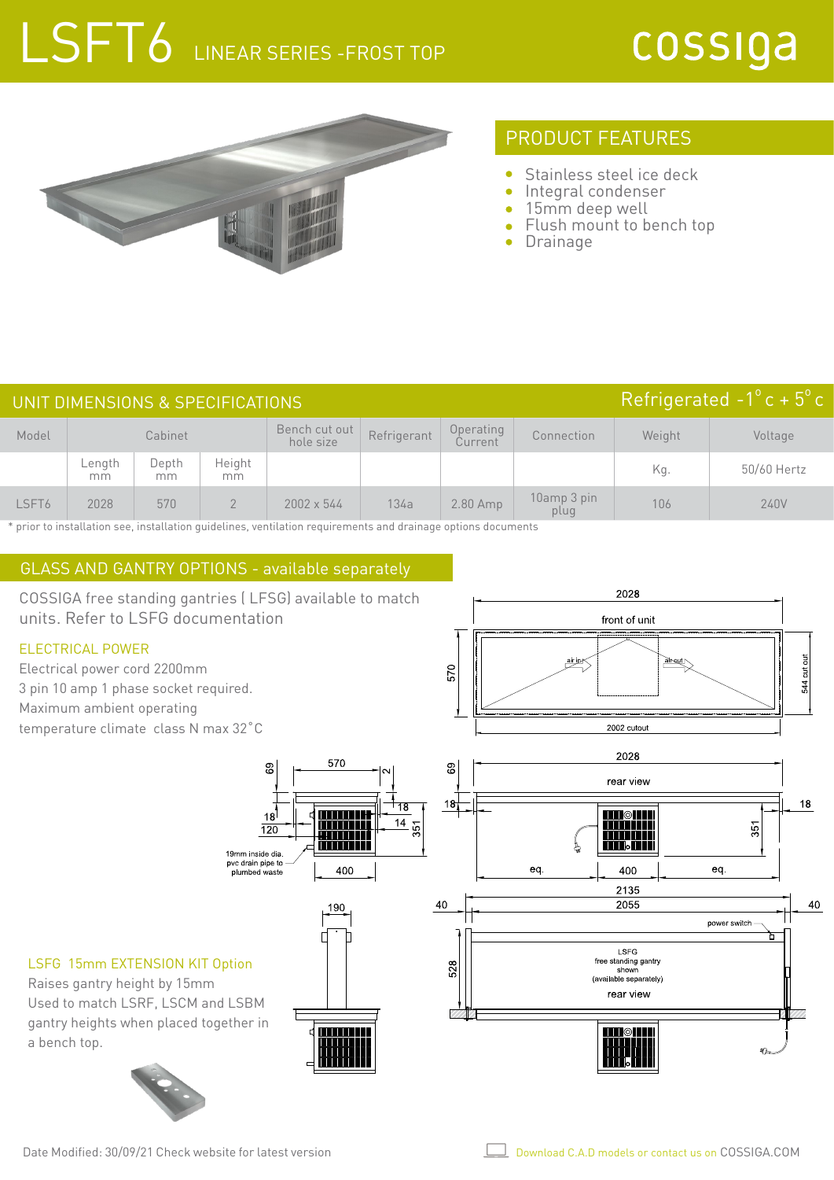# LSFT6 LINEAR SERIES -FROST TOP

cossiga

## PRODUCT FEATURES

- Stainless steel ice deck
- Integral condenser
- 15mm deep well
- Flush mount to bench top
- Drainage

## UNIT DIMENSIONS & SPECIFICATIONS

Refrigerated -1° c + 5° c

| Model | Cabinet | | | Bench cut out hole size | Refrigerant | Operating Current | Connection | Weight | Voltage |
|---|---|---|---|---|---|---|---|---|---|
| | Length mm | Depth mm | Height mm | | | | | Kg. | 50/60 Hertz |
| LSFT6 | 2028 | 570 | 2 | 2002 x 544 | 134a | 2.80 Amp | 10amp 3 pin plug | 106 | 240V |

* prior to installation see, installation guidelines, ventilation requirements and drainage options documents

## GLASS AND GANTRY OPTIONS - available separately

COSSIGA free standing gantries ( LFSG) available to match units. Refer to LSFG documentation

### ELECTRICAL POWER

Electrical power cord 2200mm
3 pin 10 amp 1 phase socket required.
Maximum ambient operating temperature climate class N max 32˚C

### LSFG 15mm EXTENSION KIT Option

Raises gantry height by 15mm
Used to match LSRF, LSCM and LSBM gantry heights when placed together in a bench top.

Date Modified: 30/09/21 Check website for latest version

Download C.A.D models or contact us on COSSIGA.COM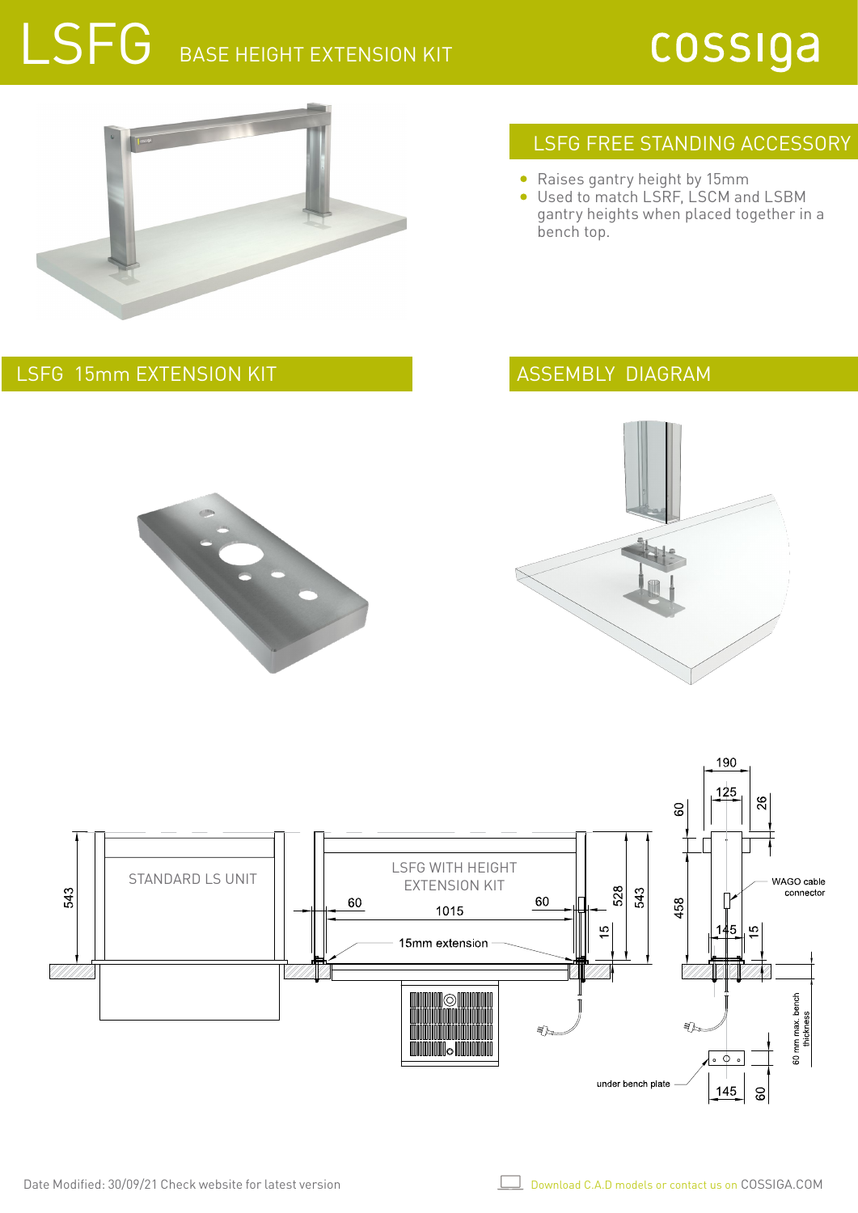# LSFG BASE HEIGHT EXTENSION KIT

cossiga

## LSFG FREE STANDING ACCESSORY

- Raises gantry height by 15mm
- Used to match LSRF, LSCM and LSBM gantry heights when placed together in a bench top.

## LSFG 15mm EXTENSION KIT

## ASSEMBLY DIAGRAM

STANDARD LS UNIT

LSFG WITH HEIGHT EXTENSION KIT

543

60

1015

60

528

543

15

15mm extension

190

125

26

60

458

WAGO cable connector

145

15

60 mm max. bench thickness

under bench plate

145

60

Date Modified: 30/09/21 Check website for latest version

Download C.A.D models or contact us on COSSIGA.COM